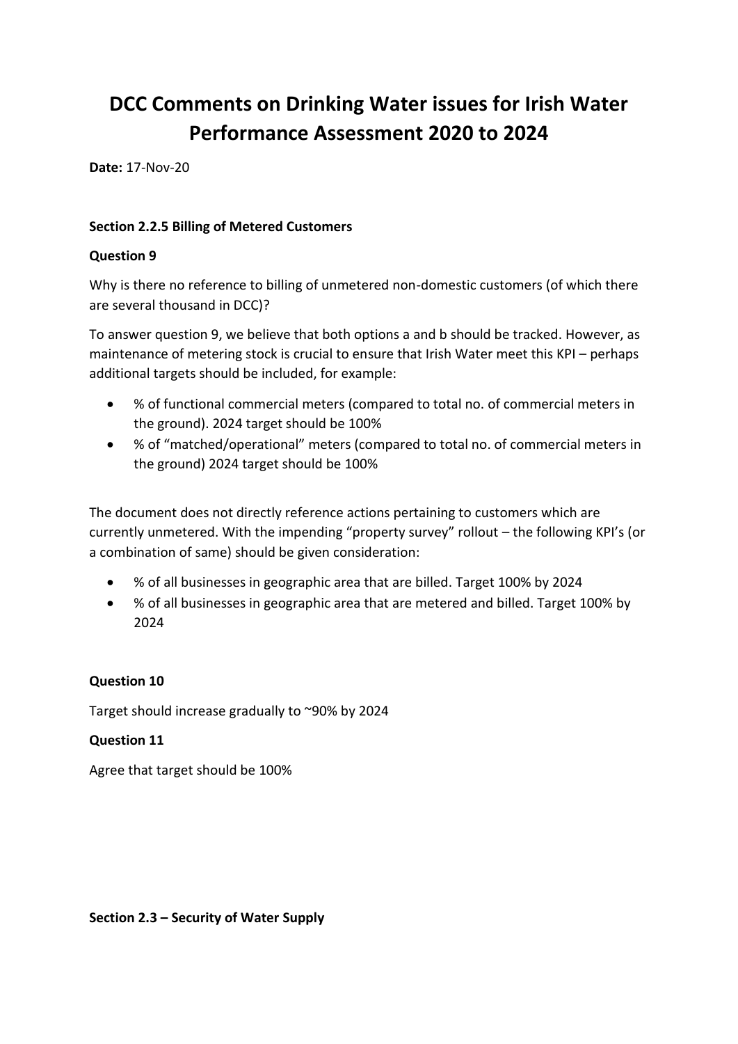# DCC Comments on Drinking Water issues for Irish Water Performance Assessment 2020 to 2024

**Date:** 17-Nov-20

### Section 2.2.5 Billing of Metered Customers

**Question 9**

Why is there no reference to billing of unmetered non-domestic customers (of which there are several thousand in DCC)?

To answer question 9, we believe that both options a and b should be tracked. However, as maintenance of metering stock is crucial to ensure that Irish Water meet this KPI – perhaps additional targets should be included, for example:

- % of functional commercial meters (compared to total no. of commercial meters in the ground). 2024 target should be 100%
- % of "matched/operational" meters (compared to total no. of commercial meters in the ground) 2024 target should be 100%

The document does not directly reference actions pertaining to customers which are currently unmetered. With the impending "property survey" rollout – the following KPI's (or a combination of same) should be given consideration:

- % of all businesses in geographic area that are billed. Target 100% by 2024
- % of all businesses in geographic area that are metered and billed. Target 100% by 2024

**Question 10**

Target should increase gradually to ~90% by 2024

**Question 11**

Agree that target should be 100%

### Section 2.3 – Security of Water Supply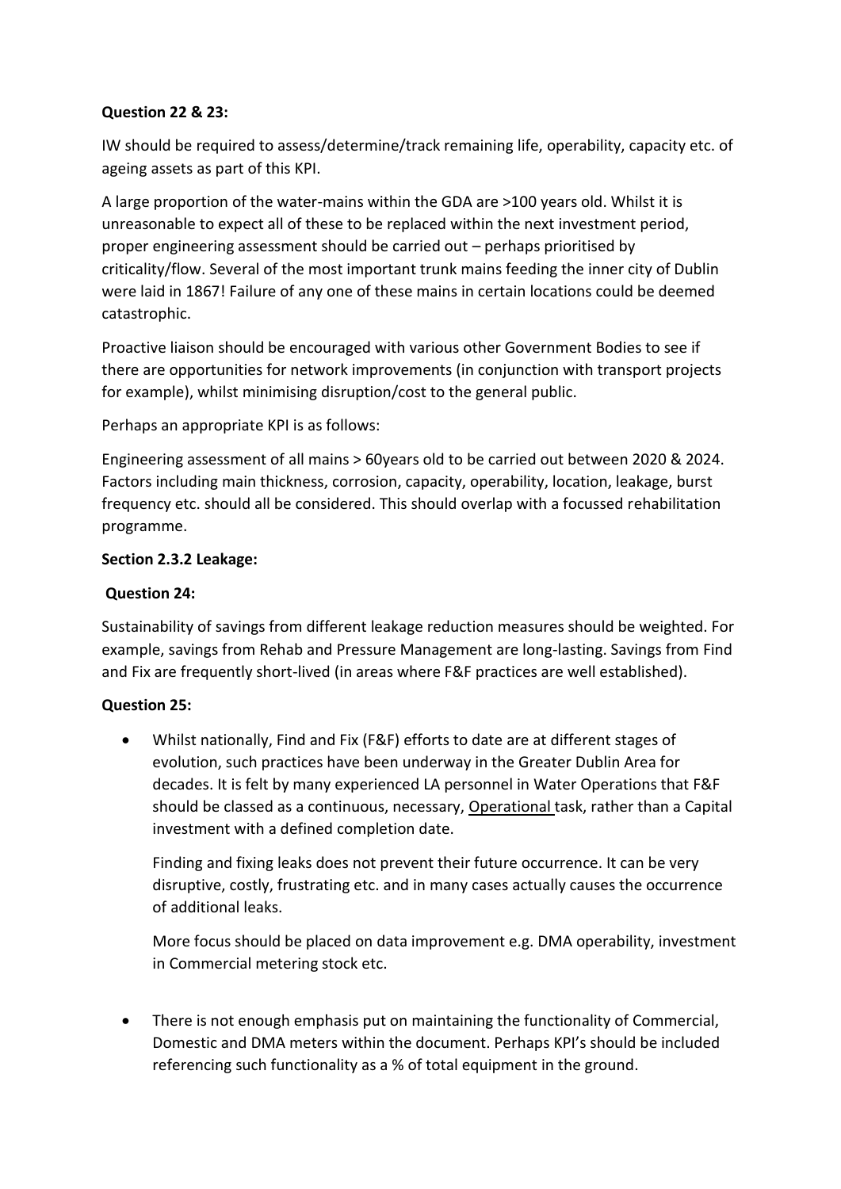**Question 22 & 23:**

IW should be required to assess/determine/track remaining life, operability, capacity etc. of ageing assets as part of this KPI.

A large proportion of the water-mains within the GDA are >100 years old. Whilst it is unreasonable to expect all of these to be replaced within the next investment period, proper engineering assessment should be carried out – perhaps prioritised by criticality/flow. Several of the most important trunk mains feeding the inner city of Dublin were laid in 1867! Failure of any one of these mains in certain locations could be deemed catastrophic.

Proactive liaison should be encouraged with various other Government Bodies to see if there are opportunities for network improvements (in conjunction with transport projects for example), whilst minimising disruption/cost to the general public.

Perhaps an appropriate KPI is as follows:

Engineering assessment of all mains > 60years old to be carried out between 2020 & 2024. Factors including main thickness, corrosion, capacity, operability, location, leakage, burst frequency etc. should all be considered. This should overlap with a focussed rehabilitation programme.

**Section 2.3.2 Leakage:**

**Question 24:**

Sustainability of savings from different leakage reduction measures should be weighted. For example, savings from Rehab and Pressure Management are long-lasting. Savings from Find and Fix are frequently short-lived (in areas where F&F practices are well established).

**Question 25:**

- Whilst nationally, Find and Fix (F&F) efforts to date are at different stages of evolution, such practices have been underway in the Greater Dublin Area for decades. It is felt by many experienced LA personnel in Water Operations that F&F should be classed as a continuous, necessary, Operational task, rather than a Capital investment with a defined completion date.

  Finding and fixing leaks does not prevent their future occurrence. It can be very disruptive, costly, frustrating etc. and in many cases actually causes the occurrence of additional leaks.

  More focus should be placed on data improvement e.g. DMA operability, investment in Commercial metering stock etc.

- There is not enough emphasis put on maintaining the functionality of Commercial, Domestic and DMA meters within the document. Perhaps KPI's should be included referencing such functionality as a % of total equipment in the ground.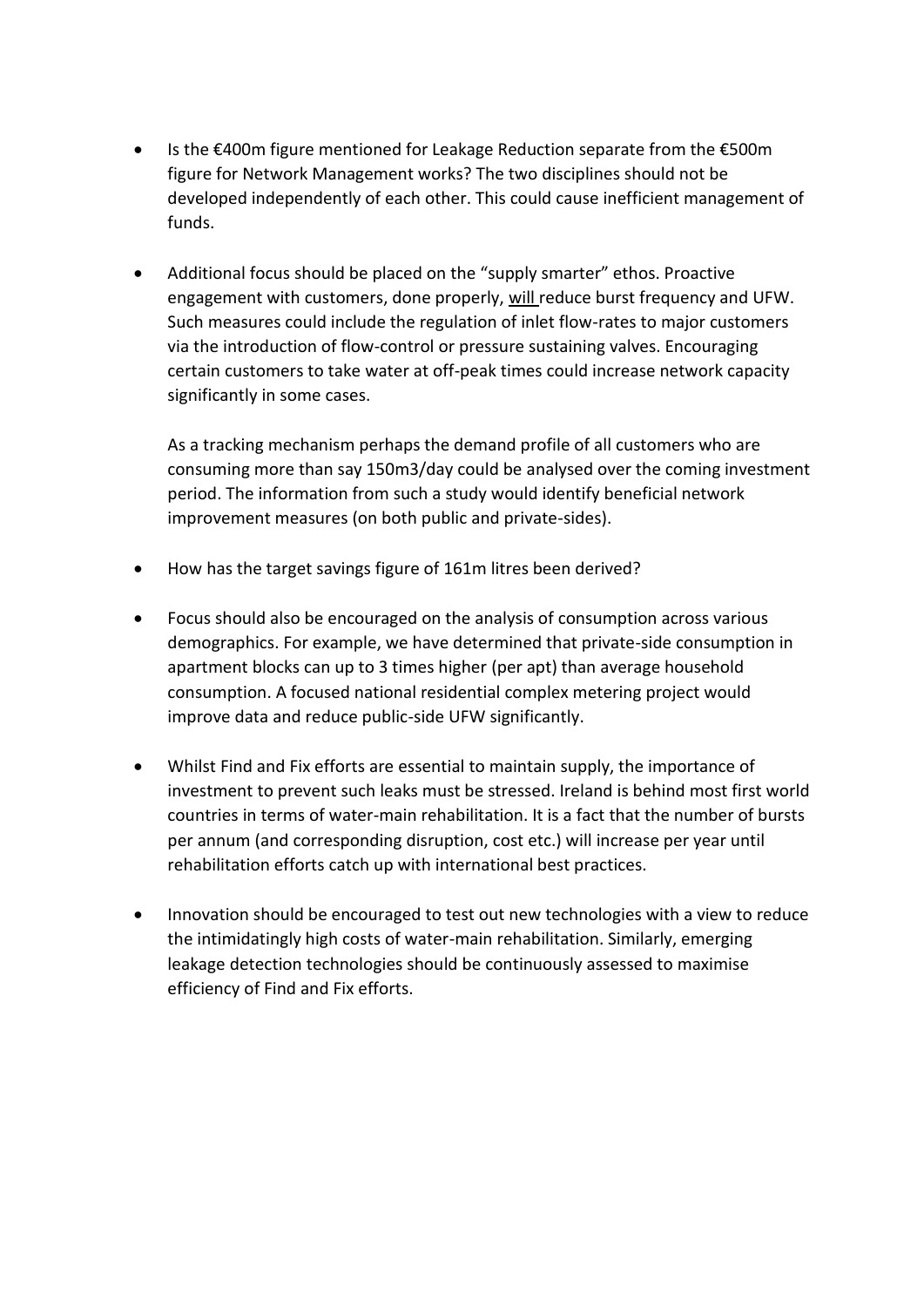- Is the €400m figure mentioned for Leakage Reduction separate from the €500m figure for Network Management works? The two disciplines should not be developed independently of each other. This could cause inefficient management of funds.

- Additional focus should be placed on the "supply smarter" ethos. Proactive engagement with customers, done properly, will reduce burst frequency and UFW. Such measures could include the regulation of inlet flow-rates to major customers via the introduction of flow-control or pressure sustaining valves. Encouraging certain customers to take water at off-peak times could increase network capacity significantly in some cases.

  As a tracking mechanism perhaps the demand profile of all customers who are consuming more than say 150m3/day could be analysed over the coming investment period. The information from such a study would identify beneficial network improvement measures (on both public and private-sides).

- How has the target savings figure of 161m litres been derived?

- Focus should also be encouraged on the analysis of consumption across various demographics. For example, we have determined that private-side consumption in apartment blocks can up to 3 times higher (per apt) than average household consumption. A focused national residential complex metering project would improve data and reduce public-side UFW significantly.

- Whilst Find and Fix efforts are essential to maintain supply, the importance of investment to prevent such leaks must be stressed. Ireland is behind most first world countries in terms of water-main rehabilitation. It is a fact that the number of bursts per annum (and corresponding disruption, cost etc.) will increase per year until rehabilitation efforts catch up with international best practices.

- Innovation should be encouraged to test out new technologies with a view to reduce the intimidatingly high costs of water-main rehabilitation. Similarly, emerging leakage detection technologies should be continuously assessed to maximise efficiency of Find and Fix efforts.